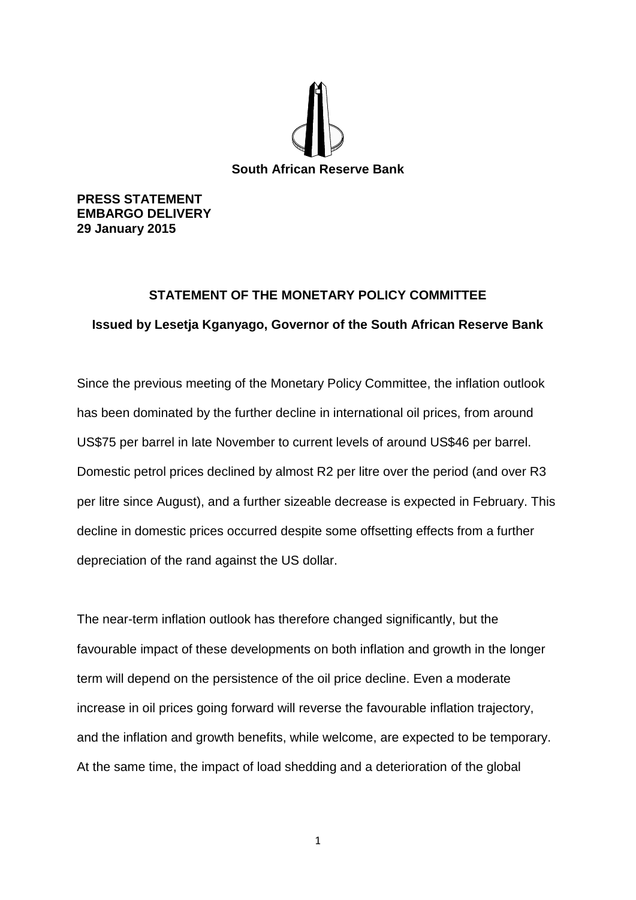**South African Reserve Bank**

**PRESS STATEMENT**
**EMBARGO DELIVERY**
**29 January 2015**

## STATEMENT OF THE MONETARY POLICY COMMITTEE

### Issued by Lesetja Kganyago, Governor of the South African Reserve Bank

Since the previous meeting of the Monetary Policy Committee, the inflation outlook has been dominated by the further decline in international oil prices, from around US$75 per barrel in late November to current levels of around US$46 per barrel. Domestic petrol prices declined by almost R2 per litre over the period (and over R3 per litre since August), and a further sizeable decrease is expected in February. This decline in domestic prices occurred despite some offsetting effects from a further depreciation of the rand against the US dollar.

The near-term inflation outlook has therefore changed significantly, but the favourable impact of these developments on both inflation and growth in the longer term will depend on the persistence of the oil price decline. Even a moderate increase in oil prices going forward will reverse the favourable inflation trajectory, and the inflation and growth benefits, while welcome, are expected to be temporary. At the same time, the impact of load shedding and a deterioration of the global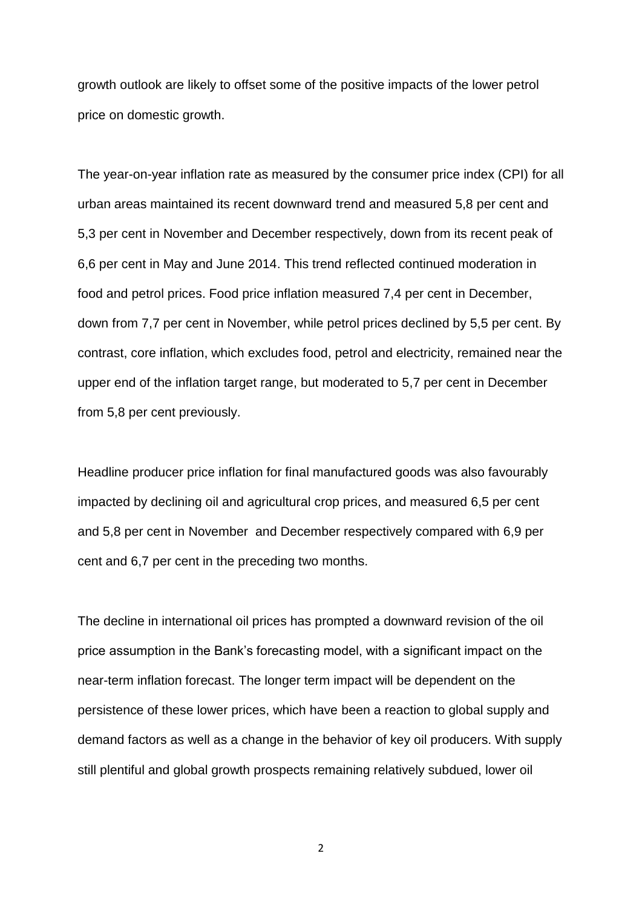growth outlook are likely to offset some of the positive impacts of the lower petrol price on domestic growth.

The year-on-year inflation rate as measured by the consumer price index (CPI) for all urban areas maintained its recent downward trend and measured 5,8 per cent and 5,3 per cent in November and December respectively, down from its recent peak of 6,6 per cent in May and June 2014. This trend reflected continued moderation in food and petrol prices. Food price inflation measured 7,4 per cent in December, down from 7,7 per cent in November, while petrol prices declined by 5,5 per cent. By contrast, core inflation, which excludes food, petrol and electricity, remained near the upper end of the inflation target range, but moderated to 5,7 per cent in December from 5,8 per cent previously.

Headline producer price inflation for final manufactured goods was also favourably impacted by declining oil and agricultural crop prices, and measured 6,5 per cent and 5,8 per cent in November and December respectively compared with 6,9 per cent and 6,7 per cent in the preceding two months.

The decline in international oil prices has prompted a downward revision of the oil price assumption in the Bank's forecasting model, with a significant impact on the near-term inflation forecast. The longer term impact will be dependent on the persistence of these lower prices, which have been a reaction to global supply and demand factors as well as a change in the behavior of key oil producers. With supply still plentiful and global growth prospects remaining relatively subdued, lower oil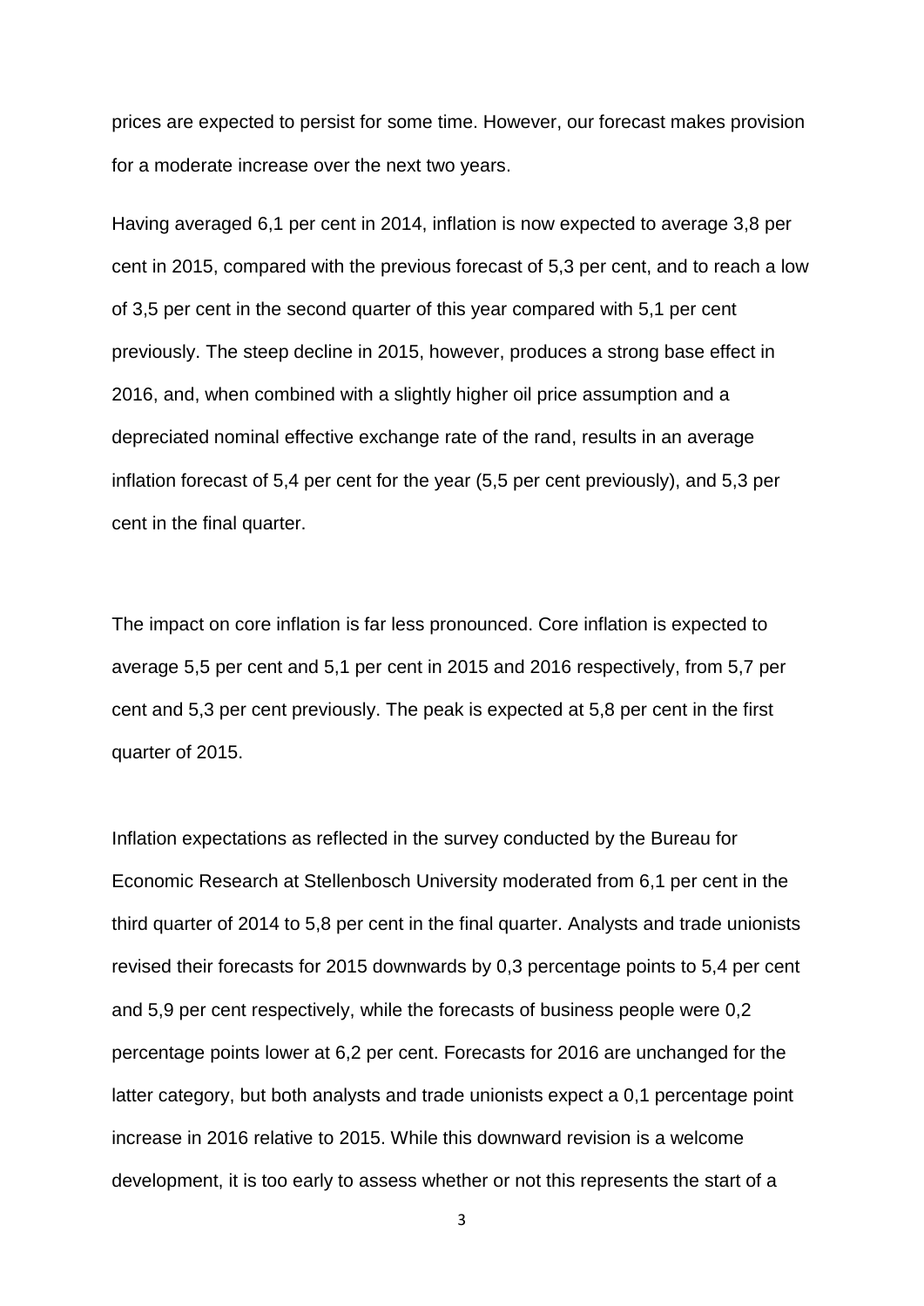prices are expected to persist for some time. However, our forecast makes provision for a moderate increase over the next two years.

Having averaged 6,1 per cent in 2014, inflation is now expected to average 3,8 per cent in 2015, compared with the previous forecast of 5,3 per cent, and to reach a low of 3,5 per cent in the second quarter of this year compared with 5,1 per cent previously. The steep decline in 2015, however, produces a strong base effect in 2016, and, when combined with a slightly higher oil price assumption and a depreciated nominal effective exchange rate of the rand, results in an average inflation forecast of 5,4 per cent for the year (5,5 per cent previously), and 5,3 per cent in the final quarter.

The impact on core inflation is far less pronounced. Core inflation is expected to average 5,5 per cent and 5,1 per cent in 2015 and 2016 respectively, from 5,7 per cent and 5,3 per cent previously. The peak is expected at 5,8 per cent in the first quarter of 2015.

Inflation expectations as reflected in the survey conducted by the Bureau for Economic Research at Stellenbosch University moderated from 6,1 per cent in the third quarter of 2014 to 5,8 per cent in the final quarter. Analysts and trade unionists revised their forecasts for 2015 downwards by 0,3 percentage points to 5,4 per cent and 5,9 per cent respectively, while the forecasts of business people were 0,2 percentage points lower at 6,2 per cent. Forecasts for 2016 are unchanged for the latter category, but both analysts and trade unionists expect a 0,1 percentage point increase in 2016 relative to 2015. While this downward revision is a welcome development, it is too early to assess whether or not this represents the start of a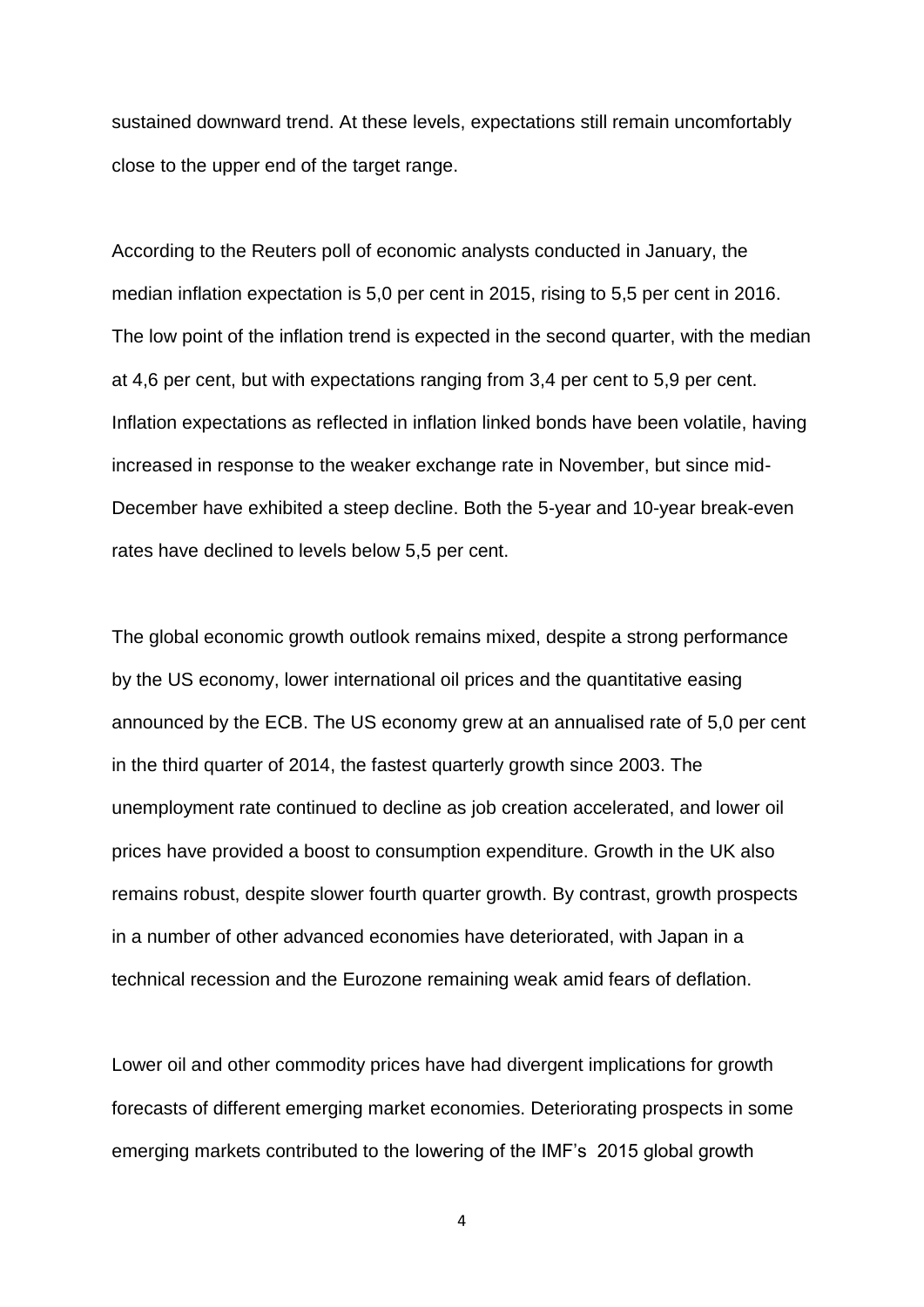sustained downward trend. At these levels, expectations still remain uncomfortably close to the upper end of the target range.

According to the Reuters poll of economic analysts conducted in January, the median inflation expectation is 5,0 per cent in 2015, rising to 5,5 per cent in 2016. The low point of the inflation trend is expected in the second quarter, with the median at 4,6 per cent, but with expectations ranging from 3,4 per cent to 5,9 per cent. Inflation expectations as reflected in inflation linked bonds have been volatile, having increased in response to the weaker exchange rate in November, but since mid-December have exhibited a steep decline. Both the 5-year and 10-year break-even rates have declined to levels below 5,5 per cent.

The global economic growth outlook remains mixed, despite a strong performance by the US economy, lower international oil prices and the quantitative easing announced by the ECB. The US economy grew at an annualised rate of 5,0 per cent in the third quarter of 2014, the fastest quarterly growth since 2003. The unemployment rate continued to decline as job creation accelerated, and lower oil prices have provided a boost to consumption expenditure. Growth in the UK also remains robust, despite slower fourth quarter growth. By contrast, growth prospects in a number of other advanced economies have deteriorated, with Japan in a technical recession and the Eurozone remaining weak amid fears of deflation.

Lower oil and other commodity prices have had divergent implications for growth forecasts of different emerging market economies. Deteriorating prospects in some emerging markets contributed to the lowering of the IMF's 2015 global growth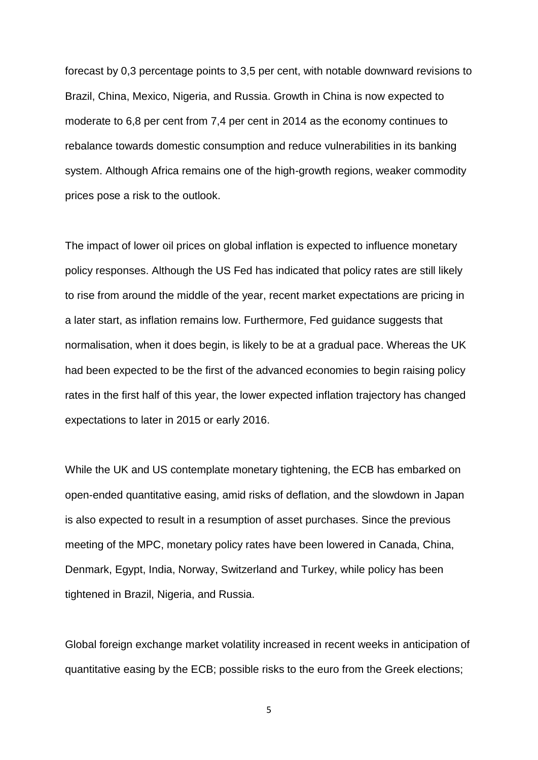forecast by 0,3 percentage points to 3,5 per cent, with notable downward revisions to Brazil, China, Mexico, Nigeria, and Russia. Growth in China is now expected to moderate to 6,8 per cent from 7,4 per cent in 2014 as the economy continues to rebalance towards domestic consumption and reduce vulnerabilities in its banking system. Although Africa remains one of the high-growth regions, weaker commodity prices pose a risk to the outlook.

The impact of lower oil prices on global inflation is expected to influence monetary policy responses. Although the US Fed has indicated that policy rates are still likely to rise from around the middle of the year, recent market expectations are pricing in a later start, as inflation remains low. Furthermore, Fed guidance suggests that normalisation, when it does begin, is likely to be at a gradual pace. Whereas the UK had been expected to be the first of the advanced economies to begin raising policy rates in the first half of this year, the lower expected inflation trajectory has changed expectations to later in 2015 or early 2016.

While the UK and US contemplate monetary tightening, the ECB has embarked on open-ended quantitative easing, amid risks of deflation, and the slowdown in Japan is also expected to result in a resumption of asset purchases. Since the previous meeting of the MPC, monetary policy rates have been lowered in Canada, China, Denmark, Egypt, India, Norway, Switzerland and Turkey, while policy has been tightened in Brazil, Nigeria, and Russia.

Global foreign exchange market volatility increased in recent weeks in anticipation of quantitative easing by the ECB; possible risks to the euro from the Greek elections;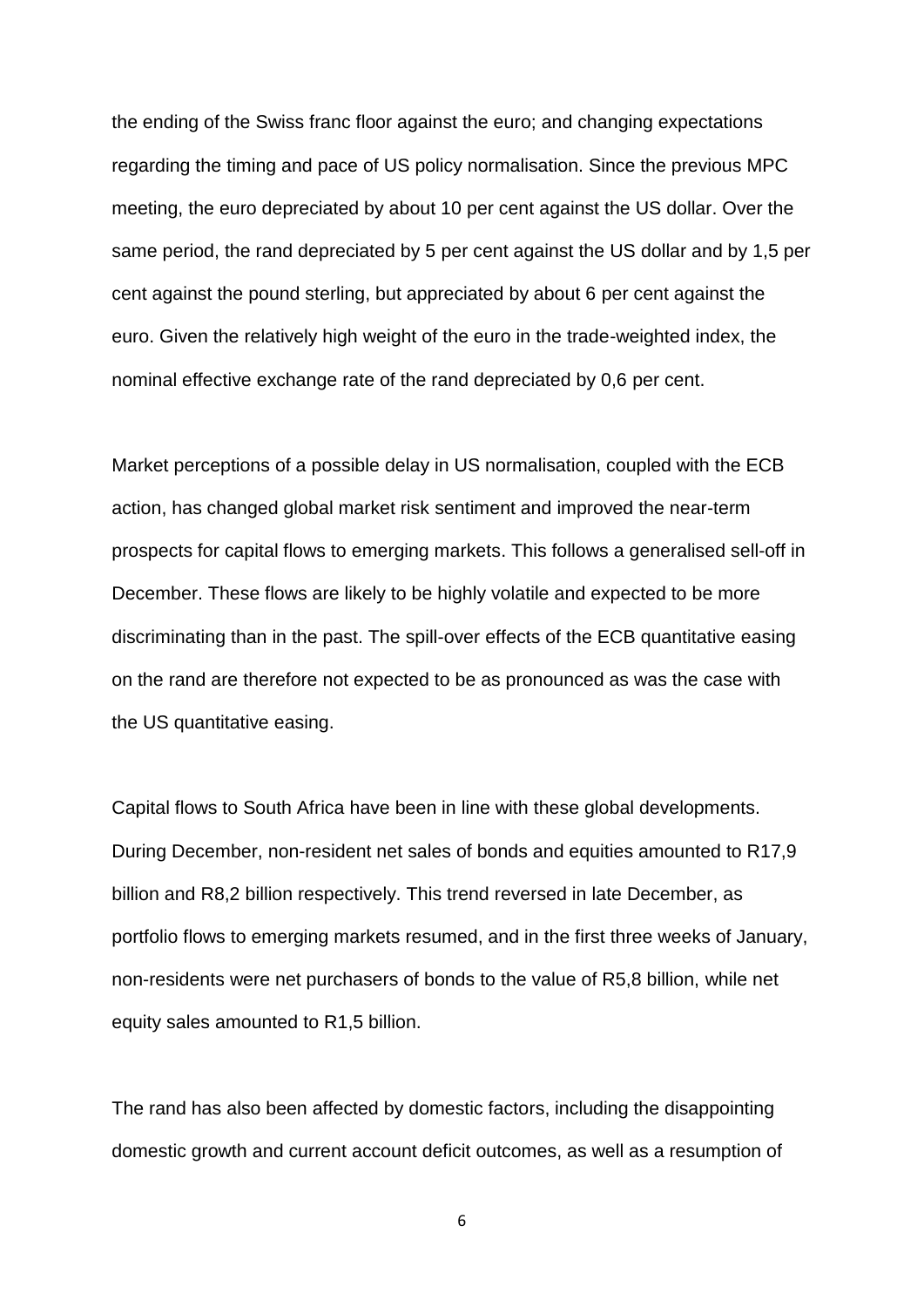the ending of the Swiss franc floor against the euro; and changing expectations regarding the timing and pace of US policy normalisation. Since the previous MPC meeting, the euro depreciated by about 10 per cent against the US dollar. Over the same period, the rand depreciated by 5 per cent against the US dollar and by 1,5 per cent against the pound sterling, but appreciated by about 6 per cent against the euro. Given the relatively high weight of the euro in the trade-weighted index, the nominal effective exchange rate of the rand depreciated by 0,6 per cent.

Market perceptions of a possible delay in US normalisation, coupled with the ECB action, has changed global market risk sentiment and improved the near-term prospects for capital flows to emerging markets. This follows a generalised sell-off in December. These flows are likely to be highly volatile and expected to be more discriminating than in the past. The spill-over effects of the ECB quantitative easing on the rand are therefore not expected to be as pronounced as was the case with the US quantitative easing.

Capital flows to South Africa have been in line with these global developments. During December, non-resident net sales of bonds and equities amounted to R17,9 billion and R8,2 billion respectively. This trend reversed in late December, as portfolio flows to emerging markets resumed, and in the first three weeks of January, non-residents were net purchasers of bonds to the value of R5,8 billion, while net equity sales amounted to R1,5 billion.

The rand has also been affected by domestic factors, including the disappointing domestic growth and current account deficit outcomes, as well as a resumption of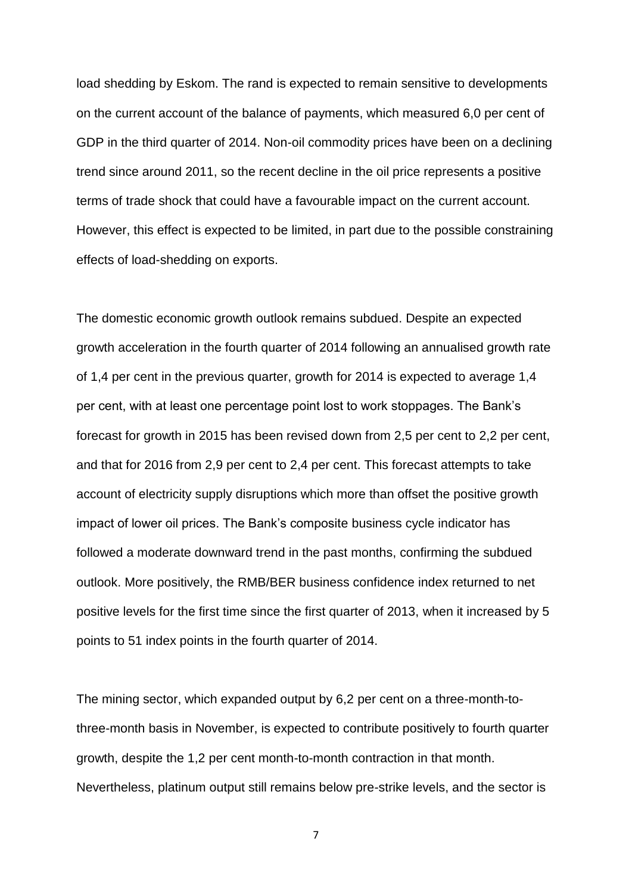load shedding by Eskom. The rand is expected to remain sensitive to developments on the current account of the balance of payments, which measured 6,0 per cent of GDP in the third quarter of 2014. Non-oil commodity prices have been on a declining trend since around 2011, so the recent decline in the oil price represents a positive terms of trade shock that could have a favourable impact on the current account. However, this effect is expected to be limited, in part due to the possible constraining effects of load-shedding on exports.

The domestic economic growth outlook remains subdued. Despite an expected growth acceleration in the fourth quarter of 2014 following an annualised growth rate of 1,4 per cent in the previous quarter, growth for 2014 is expected to average 1,4 per cent, with at least one percentage point lost to work stoppages. The Bank's forecast for growth in 2015 has been revised down from 2,5 per cent to 2,2 per cent, and that for 2016 from 2,9 per cent to 2,4 per cent. This forecast attempts to take account of electricity supply disruptions which more than offset the positive growth impact of lower oil prices. The Bank's composite business cycle indicator has followed a moderate downward trend in the past months, confirming the subdued outlook. More positively, the RMB/BER business confidence index returned to net positive levels for the first time since the first quarter of 2013, when it increased by 5 points to 51 index points in the fourth quarter of 2014.

The mining sector, which expanded output by 6,2 per cent on a three-month-to-three-month basis in November, is expected to contribute positively to fourth quarter growth, despite the 1,2 per cent month-to-month contraction in that month. Nevertheless, platinum output still remains below pre-strike levels, and the sector is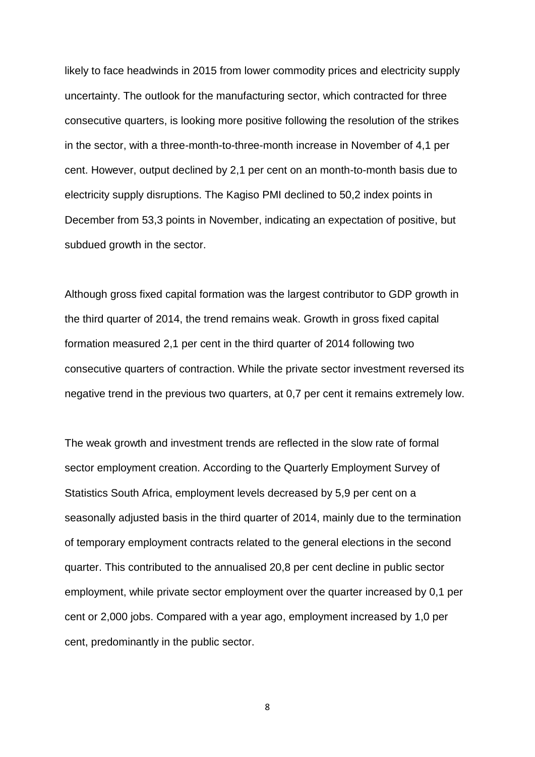likely to face headwinds in 2015 from lower commodity prices and electricity supply uncertainty. The outlook for the manufacturing sector, which contracted for three consecutive quarters, is looking more positive following the resolution of the strikes in the sector, with a three-month-to-three-month increase in November of 4,1 per cent. However, output declined by 2,1 per cent on an month-to-month basis due to electricity supply disruptions. The Kagiso PMI declined to 50,2 index points in December from 53,3 points in November, indicating an expectation of positive, but subdued growth in the sector.

Although gross fixed capital formation was the largest contributor to GDP growth in the third quarter of 2014, the trend remains weak. Growth in gross fixed capital formation measured 2,1 per cent in the third quarter of 2014 following two consecutive quarters of contraction. While the private sector investment reversed its negative trend in the previous two quarters, at 0,7 per cent it remains extremely low.

The weak growth and investment trends are reflected in the slow rate of formal sector employment creation. According to the Quarterly Employment Survey of Statistics South Africa, employment levels decreased by 5,9 per cent on a seasonally adjusted basis in the third quarter of 2014, mainly due to the termination of temporary employment contracts related to the general elections in the second quarter. This contributed to the annualised 20,8 per cent decline in public sector employment, while private sector employment over the quarter increased by 0,1 per cent or 2,000 jobs. Compared with a year ago, employment increased by 1,0 per cent, predominantly in the public sector.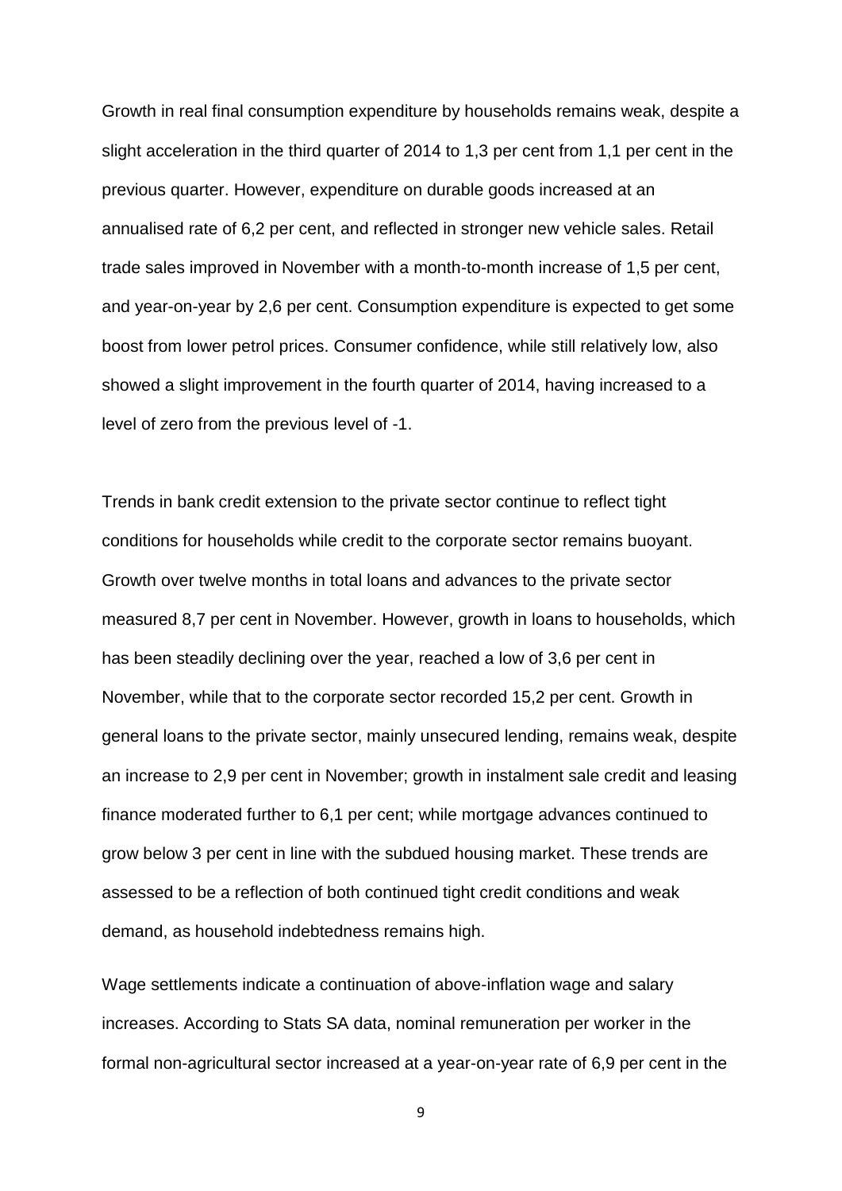Growth in real final consumption expenditure by households remains weak, despite a slight acceleration in the third quarter of 2014 to 1,3 per cent from 1,1 per cent in the previous quarter. However, expenditure on durable goods increased at an annualised rate of 6,2 per cent, and reflected in stronger new vehicle sales. Retail trade sales improved in November with a month-to-month increase of 1,5 per cent, and year-on-year by 2,6 per cent. Consumption expenditure is expected to get some boost from lower petrol prices. Consumer confidence, while still relatively low, also showed a slight improvement in the fourth quarter of 2014, having increased to a level of zero from the previous level of -1.

Trends in bank credit extension to the private sector continue to reflect tight conditions for households while credit to the corporate sector remains buoyant. Growth over twelve months in total loans and advances to the private sector measured 8,7 per cent in November. However, growth in loans to households, which has been steadily declining over the year, reached a low of 3,6 per cent in November, while that to the corporate sector recorded 15,2 per cent. Growth in general loans to the private sector, mainly unsecured lending, remains weak, despite an increase to 2,9 per cent in November; growth in instalment sale credit and leasing finance moderated further to 6,1 per cent; while mortgage advances continued to grow below 3 per cent in line with the subdued housing market. These trends are assessed to be a reflection of both continued tight credit conditions and weak demand, as household indebtedness remains high.

Wage settlements indicate a continuation of above-inflation wage and salary increases. According to Stats SA data, nominal remuneration per worker in the formal non-agricultural sector increased at a year-on-year rate of 6,9 per cent in the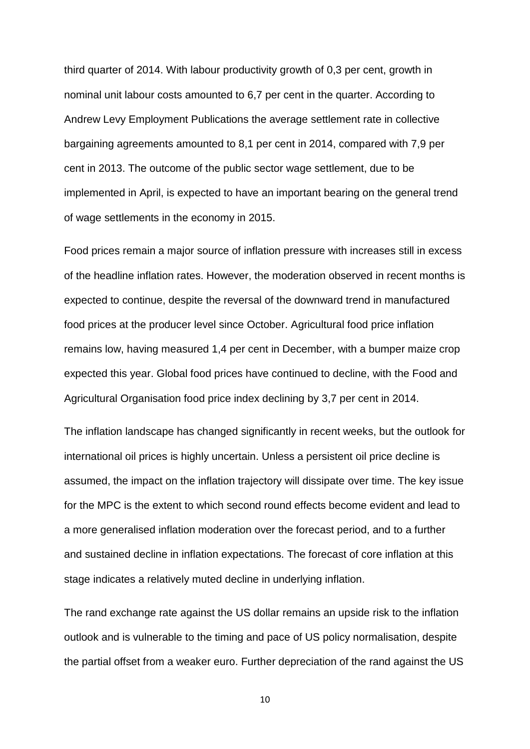third quarter of 2014. With labour productivity growth of 0,3 per cent, growth in nominal unit labour costs amounted to 6,7 per cent in the quarter. According to Andrew Levy Employment Publications the average settlement rate in collective bargaining agreements amounted to 8,1 per cent in 2014, compared with 7,9 per cent in 2013. The outcome of the public sector wage settlement, due to be implemented in April, is expected to have an important bearing on the general trend of wage settlements in the economy in 2015.

Food prices remain a major source of inflation pressure with increases still in excess of the headline inflation rates. However, the moderation observed in recent months is expected to continue, despite the reversal of the downward trend in manufactured food prices at the producer level since October. Agricultural food price inflation remains low, having measured 1,4 per cent in December, with a bumper maize crop expected this year. Global food prices have continued to decline, with the Food and Agricultural Organisation food price index declining by 3,7 per cent in 2014.

The inflation landscape has changed significantly in recent weeks, but the outlook for international oil prices is highly uncertain. Unless a persistent oil price decline is assumed, the impact on the inflation trajectory will dissipate over time. The key issue for the MPC is the extent to which second round effects become evident and lead to a more generalised inflation moderation over the forecast period, and to a further and sustained decline in inflation expectations. The forecast of core inflation at this stage indicates a relatively muted decline in underlying inflation.

The rand exchange rate against the US dollar remains an upside risk to the inflation outlook and is vulnerable to the timing and pace of US policy normalisation, despite the partial offset from a weaker euro. Further depreciation of the rand against the US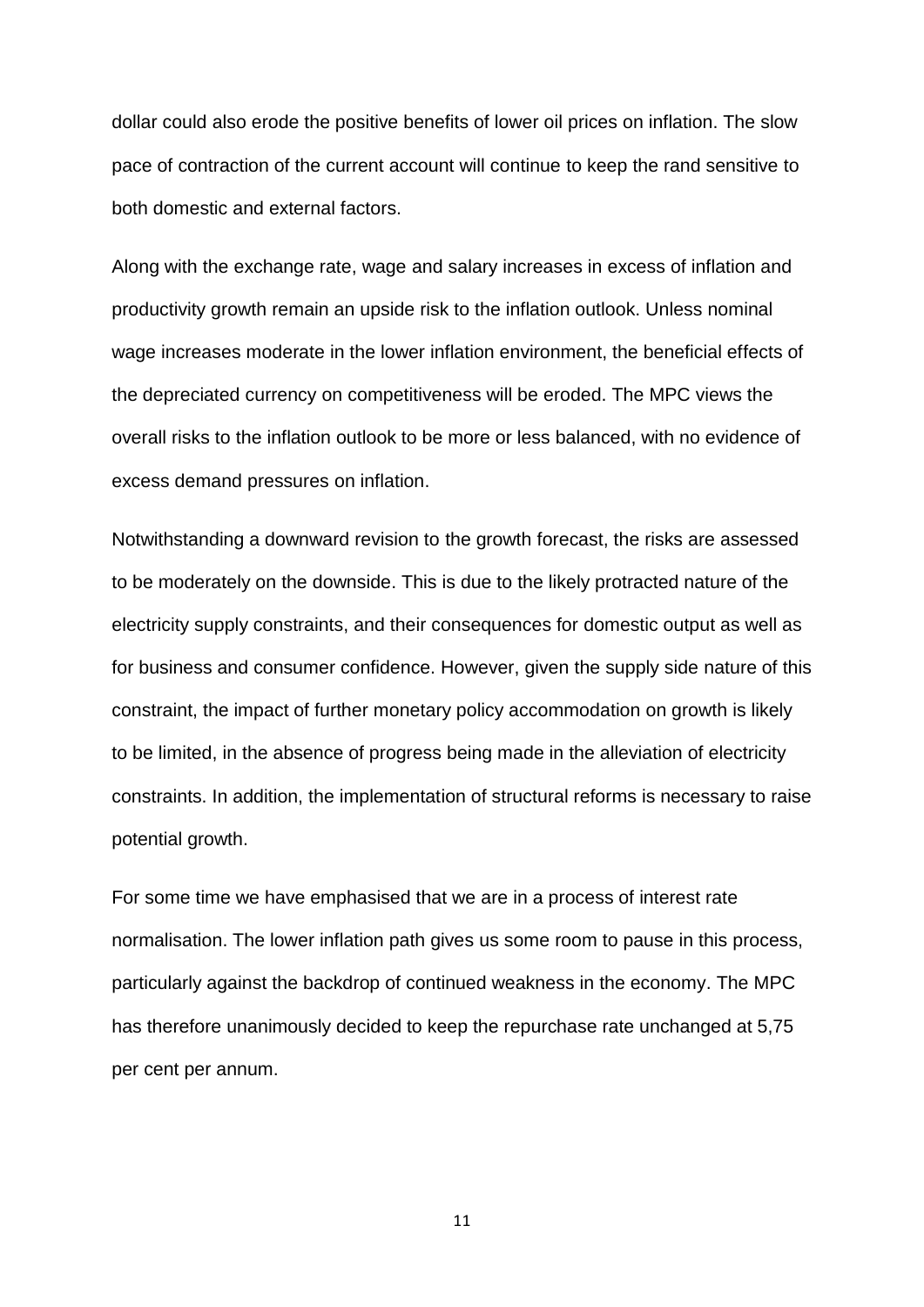dollar could also erode the positive benefits of lower oil prices on inflation. The slow pace of contraction of the current account will continue to keep the rand sensitive to both domestic and external factors.

Along with the exchange rate, wage and salary increases in excess of inflation and productivity growth remain an upside risk to the inflation outlook. Unless nominal wage increases moderate in the lower inflation environment, the beneficial effects of the depreciated currency on competitiveness will be eroded. The MPC views the overall risks to the inflation outlook to be more or less balanced, with no evidence of excess demand pressures on inflation.

Notwithstanding a downward revision to the growth forecast, the risks are assessed to be moderately on the downside. This is due to the likely protracted nature of the electricity supply constraints, and their consequences for domestic output as well as for business and consumer confidence. However, given the supply side nature of this constraint, the impact of further monetary policy accommodation on growth is likely to be limited, in the absence of progress being made in the alleviation of electricity constraints. In addition, the implementation of structural reforms is necessary to raise potential growth.

For some time we have emphasised that we are in a process of interest rate normalisation. The lower inflation path gives us some room to pause in this process, particularly against the backdrop of continued weakness in the economy. The MPC has therefore unanimously decided to keep the repurchase rate unchanged at 5,75 per cent per annum.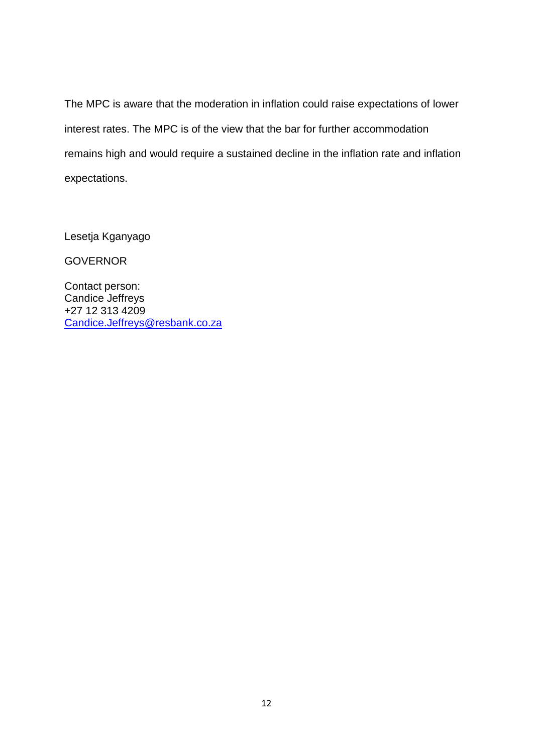The MPC is aware that the moderation in inflation could raise expectations of lower interest rates. The MPC is of the view that the bar for further accommodation remains high and would require a sustained decline in the inflation rate and inflation expectations.

Lesetja Kganyago

GOVERNOR

Contact person:
Candice Jeffreys
+27 12 313 4209
Candice.Jeffreys@resbank.co.za